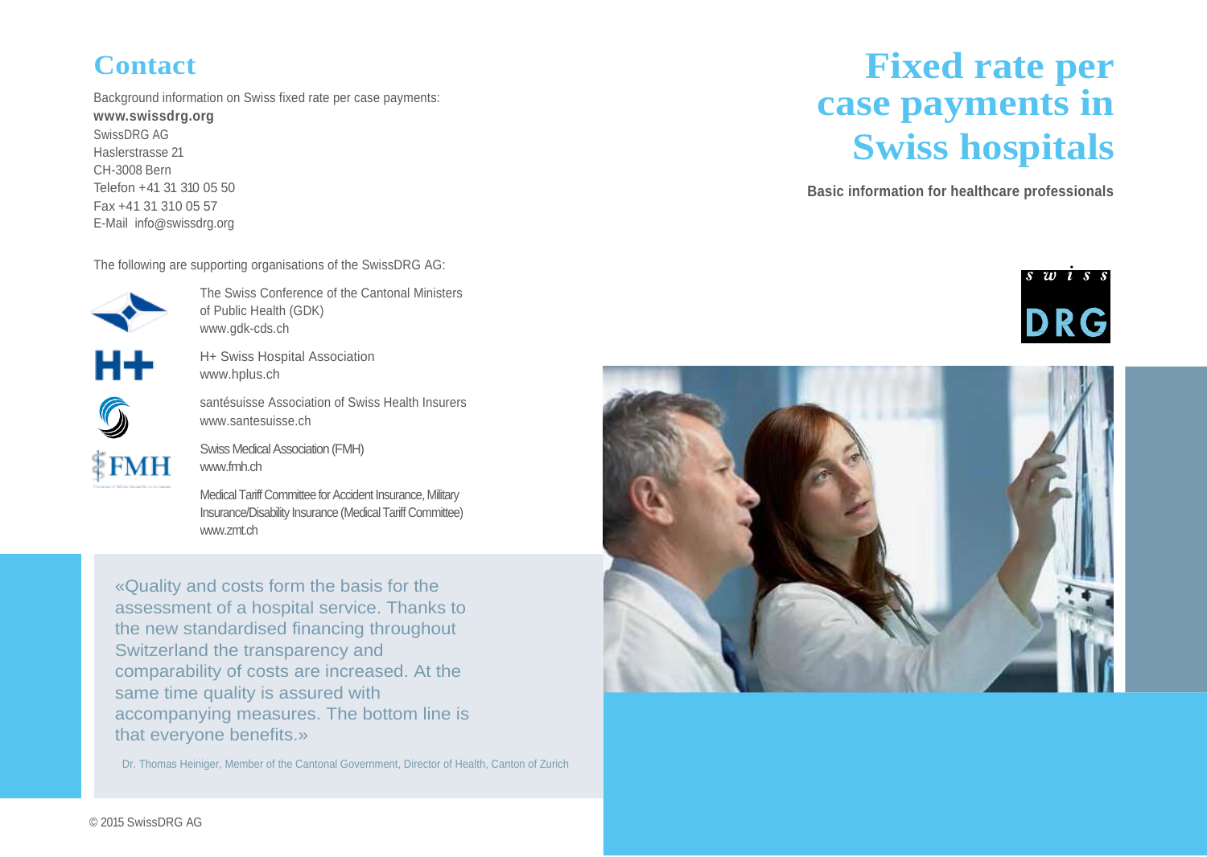## Contact

Background information on Swiss fixed rate per case payments:
**www.swissdrg.org**
SwissDRG AG
Haslerstrasse 21
CH-3008 Bern
Telefon +41 31 310 05 50
Fax +41 31 310 05 57
E-Mail info@swissdrg.org

The following are supporting organisations of the SwissDRG AG:

The Swiss Conference of the Cantonal Ministers of Public Health (GDK)
www.gdk-cds.ch

H+ Swiss Hospital Association
www.hplus.ch

santésuisse Association of Swiss Health Insurers
www.santesuisse.ch

Swiss Medical Association (FMH)
www.fmh.ch

Medical Tariff Committee for Accident Insurance, Military Insurance/Disability Insurance (Medical Tariff Committee)
www.zmt.ch

«Quality and costs form the basis for the assessment of a hospital service. Thanks to the new standardised financing throughout Switzerland the transparency and comparability of costs are increased. At the same time quality is assured with accompanying measures. The bottom line is that everyone benefits.»

Dr. Thomas Heiniger, Member of the Cantonal Government, Director of Health, Canton of Zurich

© 2015 SwissDRG AG

# Fixed rate per case payments in Swiss hospitals

**Basic information for healthcare professionals**

swiss DRG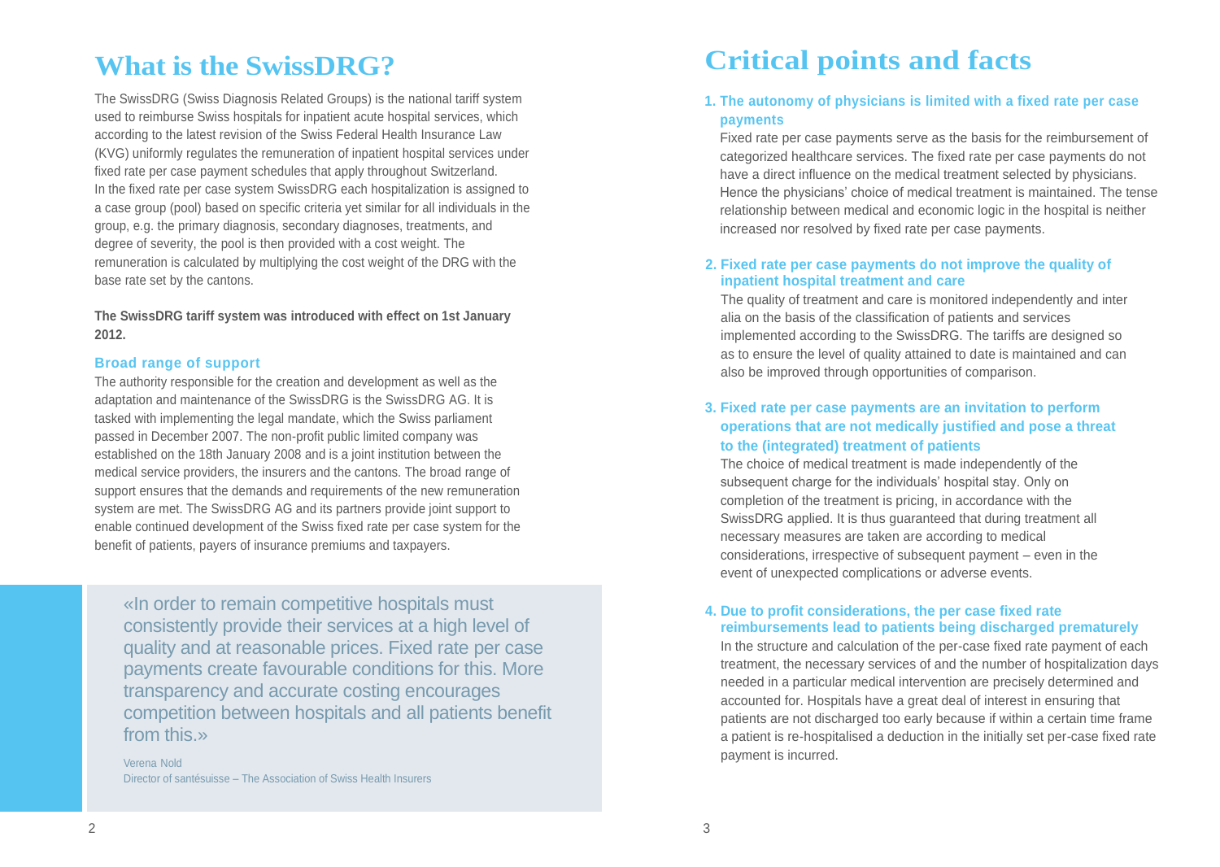# What is the SwissDRG?

The SwissDRG (Swiss Diagnosis Related Groups) is the national tariff system used to reimburse Swiss hospitals for inpatient acute hospital services, which according to the latest revision of the Swiss Federal Health Insurance Law (KVG) uniformly regulates the remuneration of inpatient hospital services under fixed rate per case payment schedules that apply throughout Switzerland. In the fixed rate per case system SwissDRG each hospitalization is assigned to a case group (pool) based on specific criteria yet similar for all individuals in the group, e.g. the primary diagnosis, secondary diagnoses, treatments, and degree of severity, the pool is then provided with a cost weight. The remuneration is calculated by multiplying the cost weight of the DRG with the base rate set by the cantons.

**The SwissDRG tariff system was introduced with effect on 1st January 2012.**

### Broad range of support

The authority responsible for the creation and development as well as the adaptation and maintenance of the SwissDRG is the SwissDRG AG. It is tasked with implementing the legal mandate, which the Swiss parliament passed in December 2007. The non-profit public limited company was established on the 18th January 2008 and is a joint institution between the medical service providers, the insurers and the cantons. The broad range of support ensures that the demands and requirements of the new remuneration system are met. The SwissDRG AG and its partners provide joint support to enable continued development of the Swiss fixed rate per case system for the benefit of patients, payers of insurance premiums and taxpayers.

> «In order to remain competitive hospitals must consistently provide their services at a high level of quality and at reasonable prices. Fixed rate per case payments create favourable conditions for this. More transparency and accurate costing encourages competition between hospitals and all patients benefit from this.»
>
> Verena Nold
> Director of santésuisse – The Association of Swiss Health Insurers

# Critical points and facts

### 1. The autonomy of physicians is limited with a fixed rate per case payments

Fixed rate per case payments serve as the basis for the reimbursement of categorized healthcare services. The fixed rate per case payments do not have a direct influence on the medical treatment selected by physicians. Hence the physicians' choice of medical treatment is maintained. The tense relationship between medical and economic logic in the hospital is neither increased nor resolved by fixed rate per case payments.

### 2. Fixed rate per case payments do not improve the quality of inpatient hospital treatment and care

The quality of treatment and care is monitored independently and inter alia on the basis of the classification of patients and services implemented according to the SwissDRG. The tariffs are designed so as to ensure the level of quality attained to date is maintained and can also be improved through opportunities of comparison.

### 3. Fixed rate per case payments are an invitation to perform operations that are not medically justified and pose a threat to the (integrated) treatment of patients

The choice of medical treatment is made independently of the subsequent charge for the individuals' hospital stay. Only on completion of the treatment is pricing, in accordance with the SwissDRG applied. It is thus guaranteed that during treatment all necessary measures are taken are according to medical considerations, irrespective of subsequent payment – even in the event of unexpected complications or adverse events.

### 4. Due to profit considerations, the per case fixed rate reimbursements lead to patients being discharged prematurely

In the structure and calculation of the per-case fixed rate payment of each treatment, the necessary services of and the number of hospitalization days needed in a particular medical intervention are precisely determined and accounted for. Hospitals have a great deal of interest in ensuring that patients are not discharged too early because if within a certain time frame a patient is re-hospitalised a deduction in the initially set per-case fixed rate payment is incurred.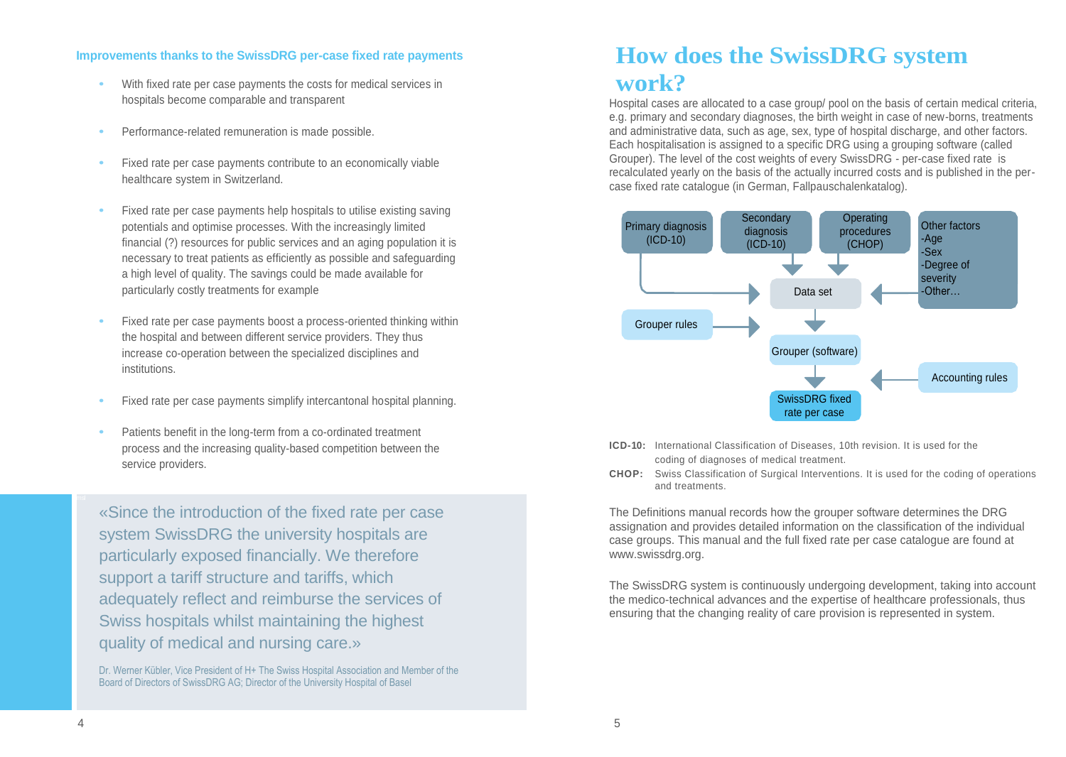### Improvements thanks to the SwissDRG per-case fixed rate payments

- With fixed rate per case payments the costs for medical services in hospitals become comparable and transparent
- Performance-related remuneration is made possible.
- Fixed rate per case payments contribute to an economically viable healthcare system in Switzerland.
- Fixed rate per case payments help hospitals to utilise existing saving potentials and optimise processes. With the increasingly limited financial (?) resources for public services and an aging population it is necessary to treat patients as efficiently as possible and safeguarding a high level of quality. The savings could be made available for particularly costly treatments for example
- Fixed rate per case payments boost a process-oriented thinking within the hospital and between different service providers. They thus increase co-operation between the specialized disciplines and institutions.
- Fixed rate per case payments simplify intercantonal hospital planning.
- Patients benefit in the long-term from a co-ordinated treatment process and the increasing quality-based competition between the service providers.

> «Since the introduction of the fixed rate per case system SwissDRG the university hospitals are particularly exposed financially. We therefore support a tariff structure and tariffs, which adequately reflect and reimburse the services of Swiss hospitals whilst maintaining the highest quality of medical and nursing care.»
>
> Dr. Werner Kübler, Vice President of H+ The Swiss Hospital Association and Member of the Board of Directors of SwissDRG AG; Director of the University Hospital of Basel

# How does the SwissDRG system work?

Hospital cases are allocated to a case group/ pool on the basis of certain medical criteria, e.g. primary and secondary diagnoses, the birth weight in case of new-borns, treatments and administrative data, such as age, sex, type of hospital discharge, and other factors. Each hospitalisation is assigned to a specific DRG using a grouping software (called Grouper). The level of the cost weights of every SwissDRG - per-case fixed rate is recalculated yearly on the basis of the actually incurred costs and is published in the per-case fixed rate catalogue (in German, Fallpauschalenkatalog).

Primary diagnosis (ICD-10) | Secondary diagnosis (ICD-10) | Operating procedures (CHOP) | Other factors -Age -Sex -Degree of severity -Other…

→ Data set

Grouper rules → Grouper (software)

Accounting rules → SwissDRG fixed rate per case

**ICD-10:** International Classification of Diseases, 10th revision. It is used for the coding of diagnoses of medical treatment.

**CHOP:** Swiss Classification of Surgical Interventions. It is used for the coding of operations and treatments.

The Definitions manual records how the grouper software determines the DRG assignation and provides detailed information on the classification of the individual case groups. This manual and the full fixed rate per case catalogue are found at www.swissdrg.org.

The SwissDRG system is continuously undergoing development, taking into account the medico-technical advances and the expertise of healthcare professionals, thus ensuring that the changing reality of care provision is represented in system.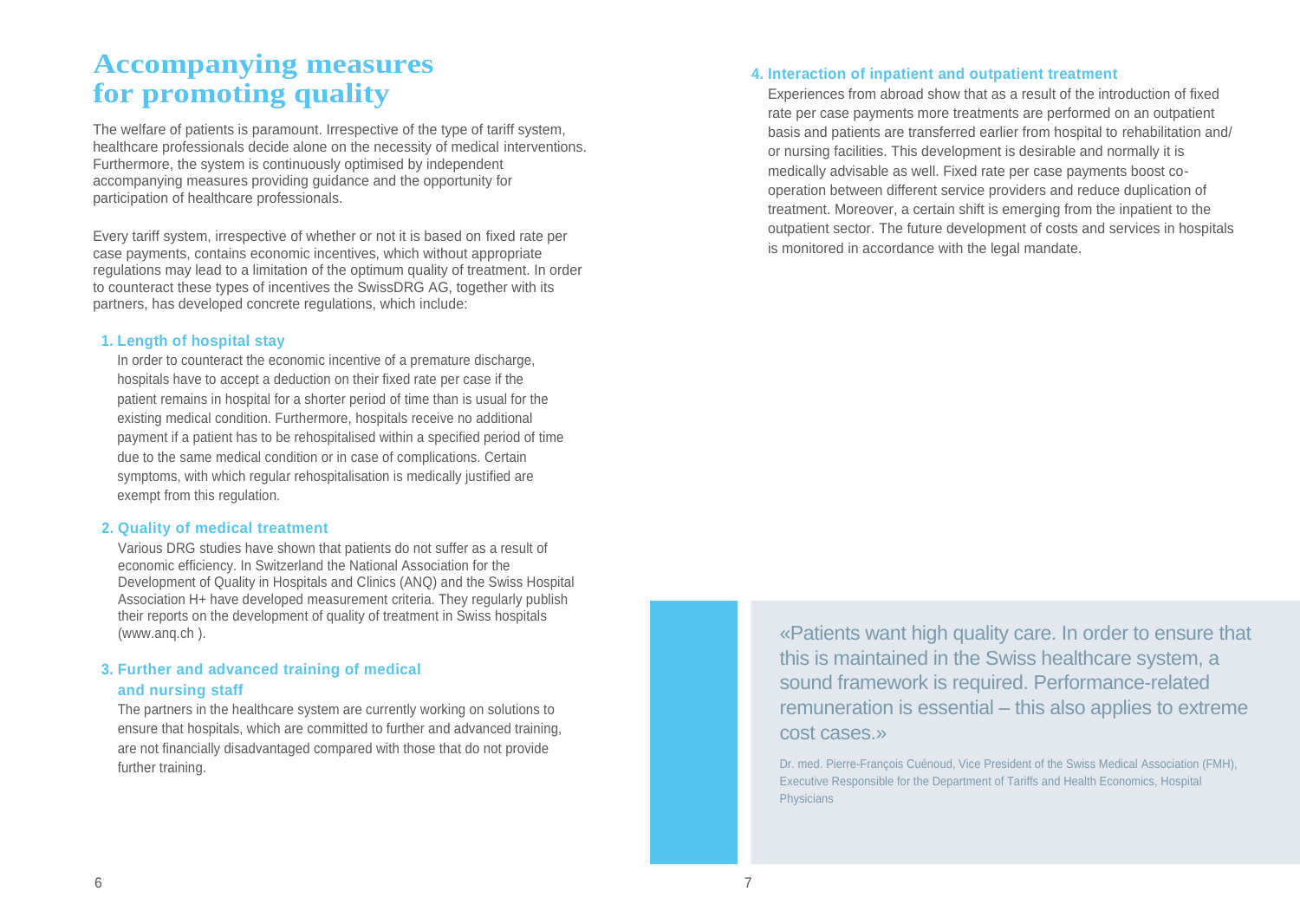# Accompanying measures for promoting quality

The welfare of patients is paramount. Irrespective of the type of tariff system, healthcare professionals decide alone on the necessity of medical interventions. Furthermore, the system is continuously optimised by independent accompanying measures providing guidance and the opportunity for participation of healthcare professionals.

Every tariff system, irrespective of whether or not it is based on fixed rate per case payments, contains economic incentives, which without appropriate regulations may lead to a limitation of the optimum quality of treatment. In order to counteract these types of incentives the SwissDRG AG, together with its partners, has developed concrete regulations, which include:

### 1. Length of hospital stay

In order to counteract the economic incentive of a premature discharge, hospitals have to accept a deduction on their fixed rate per case if the patient remains in hospital for a shorter period of time than is usual for the existing medical condition. Furthermore, hospitals receive no additional payment if a patient has to be rehospitalised within a specified period of time due to the same medical condition or in case of complications. Certain symptoms, with which regular rehospitalisation is medically justified are exempt from this regulation.

### 2. Quality of medical treatment

Various DRG studies have shown that patients do not suffer as a result of economic efficiency. In Switzerland the National Association for the Development of Quality in Hospitals and Clinics (ANQ) and the Swiss Hospital Association H+ have developed measurement criteria. They regularly publish their reports on the development of quality of treatment in Swiss hospitals (www.anq.ch ).

### 3. Further and advanced training of medical and nursing staff

The partners in the healthcare system are currently working on solutions to ensure that hospitals, which are committed to further and advanced training, are not financially disadvantaged compared with those that do not provide further training.

### 4. Interaction of inpatient and outpatient treatment

Experiences from abroad show that as a result of the introduction of fixed rate per case payments more treatments are performed on an outpatient basis and patients are transferred earlier from hospital to rehabilitation and/ or nursing facilities. This development is desirable and normally it is medically advisable as well. Fixed rate per case payments boost co-operation between different service providers and reduce duplication of treatment. Moreover, a certain shift is emerging from the inpatient to the outpatient sector. The future development of costs and services in hospitals is monitored in accordance with the legal mandate.

> «Patients want high quality care. In order to ensure that this is maintained in the Swiss healthcare system, a sound framework is required. Performance-related remuneration is essential – this also applies to extreme cost cases.»
>
> Dr. med. Pierre-François Cuénoud, Vice President of the Swiss Medical Association (FMH), Executive Responsible for the Department of Tariffs and Health Economics, Hospital Physicians